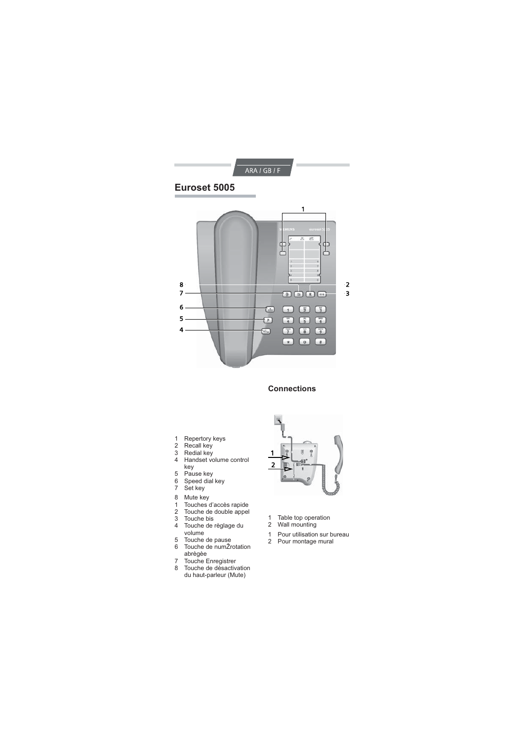ARA / GB / F

# Euroset 5005

## Connections

1 Repertory keys
2 Recall key
3 Redial key
4 Handset volume control key
5 Pause key
6 Speed dial key
7 Set key
8 Mute key

1 Touches d'accès rapide
2 Touche de double appel
3 Touche bis
4 Touche de règlage du volume
5 Touche de pause
6 Touche de numŽrotation abrègée
7 Touche Enregistrer
8 Touche de dèsactivation du haut-parleur (Mute)

1 Table top operation
2 Wall mounting

1 Pour utilisation sur bureau
2 Pour montage mural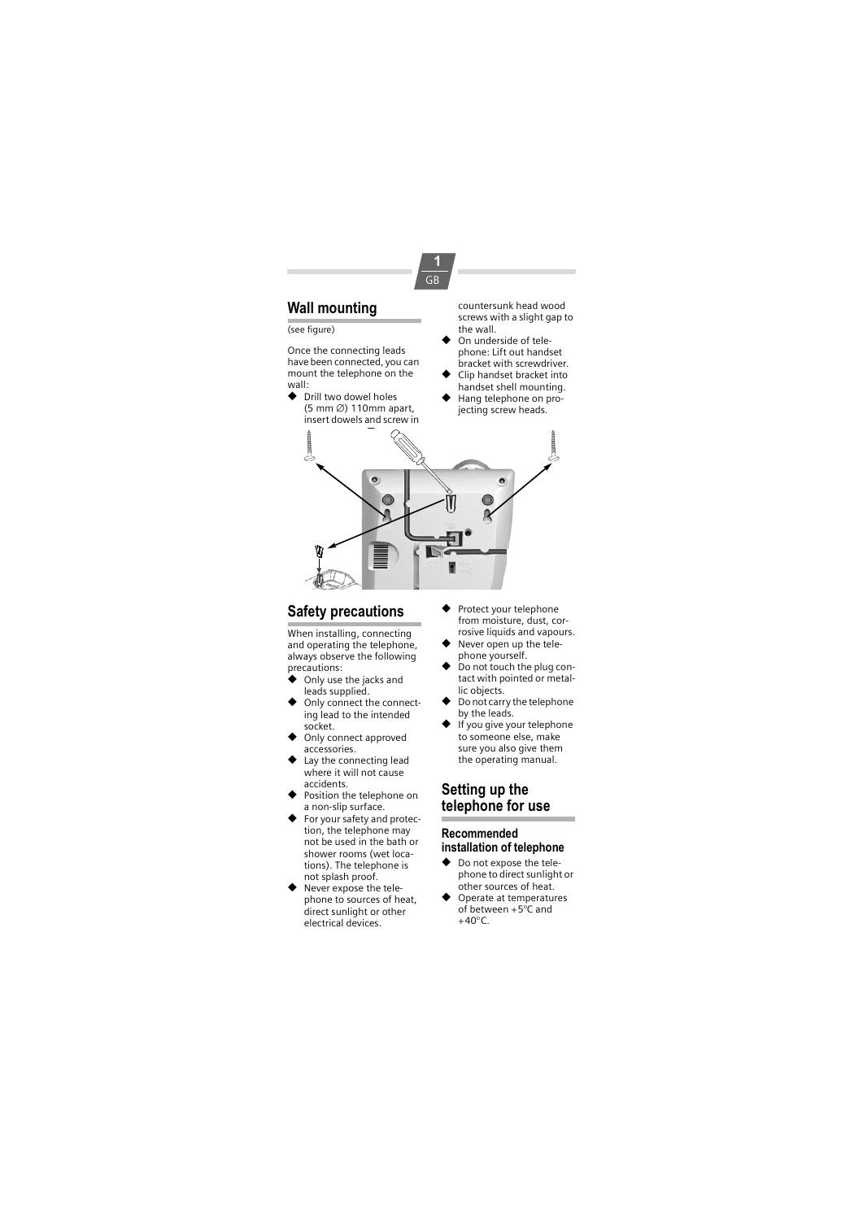## Wall mounting

(see figure)

Once the connecting leads have been connected, you can mount the telephone on the wall:

- Drill two dowel holes (5 mm ∅) 110mm apart, insert dowels and screw in countersunk head wood screws with a slight gap to the wall.
- On underside of telephone: Lift out handset bracket with screwdriver.
- Clip handset bracket into handset shell mounting.
- Hang telephone on projecting screw heads.

## Safety precautions

When installing, connecting and operating the telephone, always observe the following precautions:

- Only use the jacks and leads supplied.
- Only connect the connecting lead to the intended socket.
- Only connect approved accessories.
- Lay the connecting lead where it will not cause accidents.
- Position the telephone on a non-slip surface.
- For your safety and protection, the telephone may not be used in the bath or shower rooms (wet locations). The telephone is not splash proof.
- Never expose the telephone to sources of heat, direct sunlight or other electrical devices.
- Protect your telephone from moisture, dust, corrosive liquids and vapours.
- Never open up the telephone yourself.
- Do not touch the plug contact with pointed or metallic objects.
- Do not carry the telephone by the leads.
- If you give your telephone to someone else, make sure you also give them the operating manual.

## Setting up the telephone for use

### Recommended installation of telephone

- Do not expose the telephone to direct sunlight or other sources of heat.
- Operate at temperatures of between +5°C and +40°C.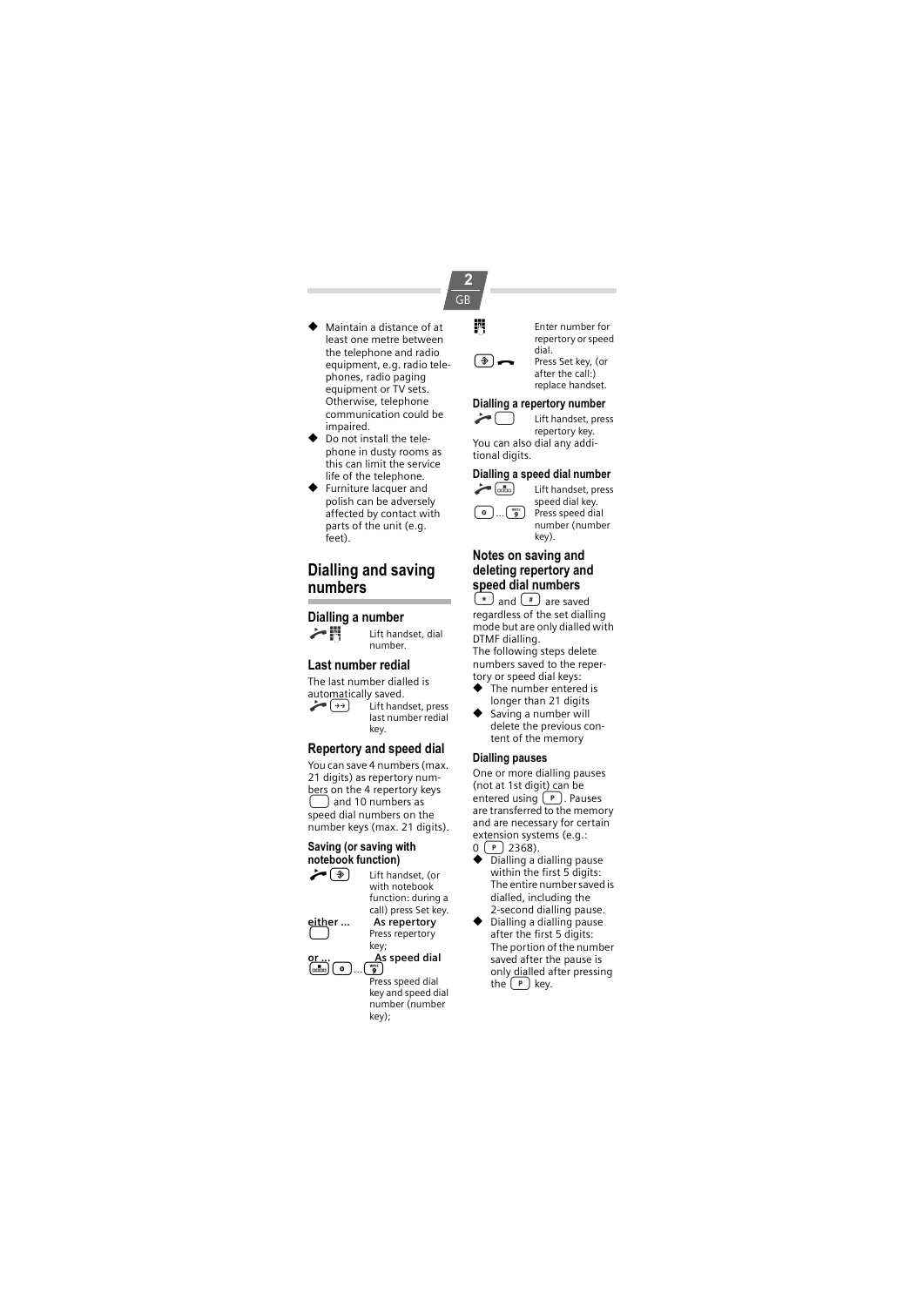- Maintain a distance of at least one metre between the telephone and radio equipment, e.g. radio telephones, radio paging equipment or TV sets. Otherwise, telephone communication could be impaired.
- Do not install the telephone in dusty rooms as this can limit the service life of the telephone.
- Furniture lacquer and polish can be adversely affected by contact with parts of the unit (e.g. feet).

## Dialling and saving numbers

### Dialling a number

Lift handset, dial number.

### Last number redial

The last number dialled is automatically saved.

Lift handset, press last number redial key.

### Repertory and speed dial

You can save 4 numbers (max. 21 digits) as repertory numbers on the 4 repertory keys and 10 numbers as speed dial numbers on the number keys (max. 21 digits).

#### Saving (or saving with notebook function)

Lift handset, (or with notebook function: during a call) press Set key.

**either ...** **As repertory**
Press repertory key;

**or ...** **As speed dial**
0 ... 9 Press speed dial key and speed dial number (number key);

Enter number for repertory or speed dial.

Press Set key, (or after the call:) replace handset.

#### Dialling a repertory number

Lift handset, press repertory key.

You can also dial any additional digits.

#### Dialling a speed dial number

Lift handset, press speed dial key.

0 ... 9 Press speed dial number (number key).

### Notes on saving and deleting repertory and speed dial numbers

* and # are saved regardless of the set dialling mode but are only dialled with DTMF dialling.

The following steps delete numbers saved to the repertory or speed dial keys:

- The number entered is longer than 21 digits
- Saving a number will delete the previous content of the memory

#### Dialling pauses

One or more dialling pauses (not at 1st digit) can be entered using P. Pauses are transferred to the memory and are necessary for certain extension systems (e.g.: 0 P 2368).

- Dialling a dialling pause within the first 5 digits: The entire number saved is dialled, including the 2-second dialling pause.
- Dialling a dialling pause after the first 5 digits: The portion of the number saved after the pause is only dialled after pressing the P key.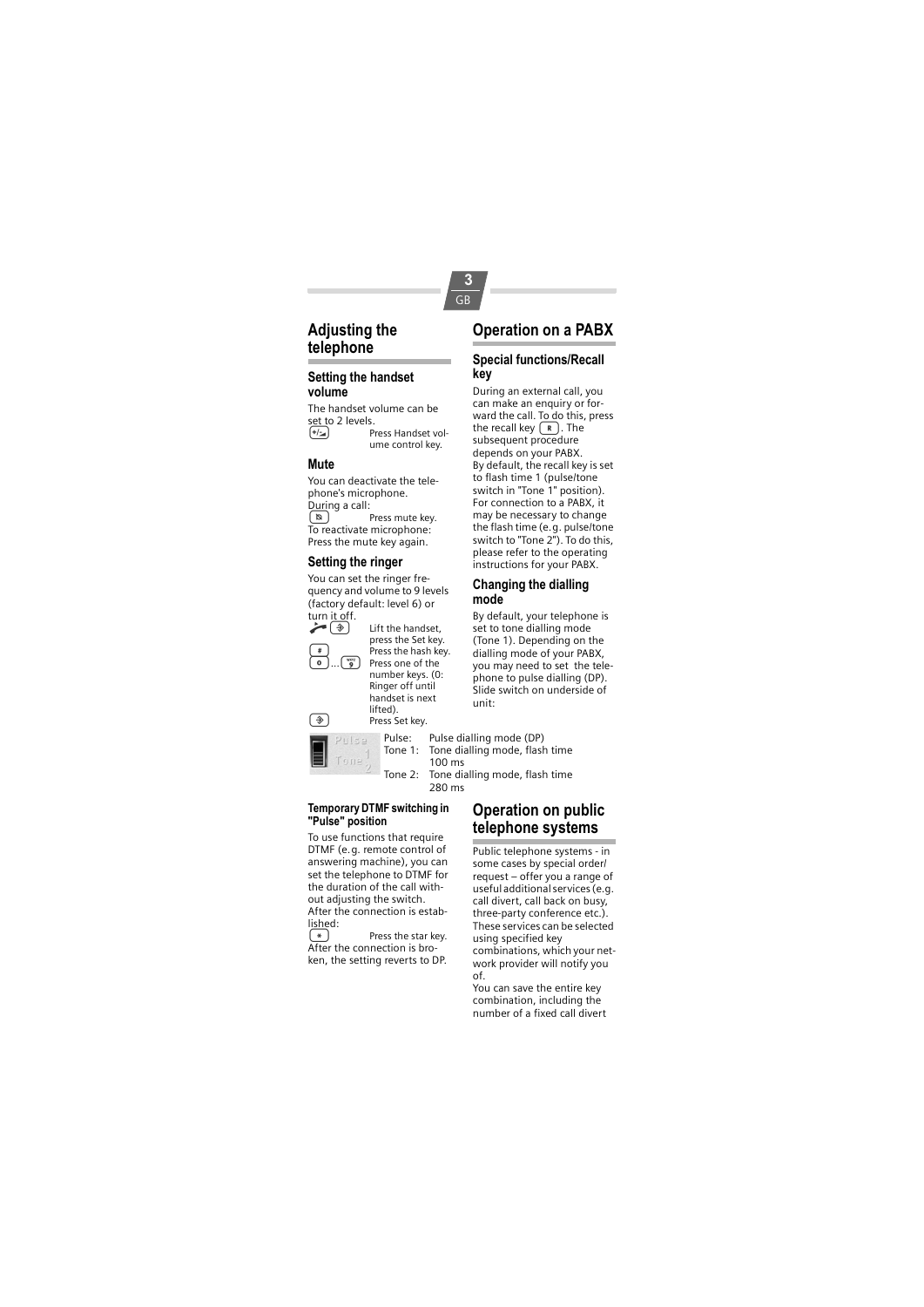# Adjusting the telephone

## Setting the handset volume

The handset volume can be set to 2 levels.

[+/-] Press Handset volume control key.

## Mute

You can deactivate the telephone's microphone.

During a call:

[Mute] Press mute key.

To reactivate microphone: Press the mute key again.

## Setting the ringer

You can set the ringer frequency and volume to 9 levels (factory default: level 6) or turn it off.

[Lift handset] [Set] Lift the handset, press the Set key.

[#] Press the hash key.

[0] ... [9] Press one of the number keys. (0: Ringer off until handset is next lifted).

[Set] Press Set key.

### Temporary DTMF switching in "Pulse" position

To use functions that require DTMF (e.g. remote control of answering machine), you can set the telephone to DTMF for the duration of the call without adjusting the switch.

After the connection is established:

[*] Press the star key.

After the connection is broken, the setting reverts to DP.

# Operation on a PABX

## Special functions/Recall key

During an external call, you can make an enquiry or forward the call. To do this, press the recall key [R]. The subsequent procedure depends on your PABX.

By default, the recall key is set to flash time 1 (pulse/tone switch in "Tone 1" position). For connection to a PABX, it may be necessary to change the flash time (e.g. pulse/tone switch to "Tone 2"). To do this, please refer to the operating instructions for your PABX.

## Changing the dialling mode

By default, your telephone is set to tone dialling mode (Tone 1). Depending on the dialling mode of your PABX, you may need to set the telephone to pulse dialling (DP). Slide switch on underside of unit:

Pulse: Pulse dialling mode (DP)

Tone 1: Tone dialling mode, flash time 100 ms

Tone 2: Tone dialling mode, flash time 280 ms

# Operation on public telephone systems

Public telephone systems - in some cases by special order/ request – offer you a range of useful additional services (e.g. call divert, call back on busy, three-party conference etc.). These services can be selected using specified key combinations, which your network provider will notify you of.

You can save the entire key combination, including the number of a fixed call divert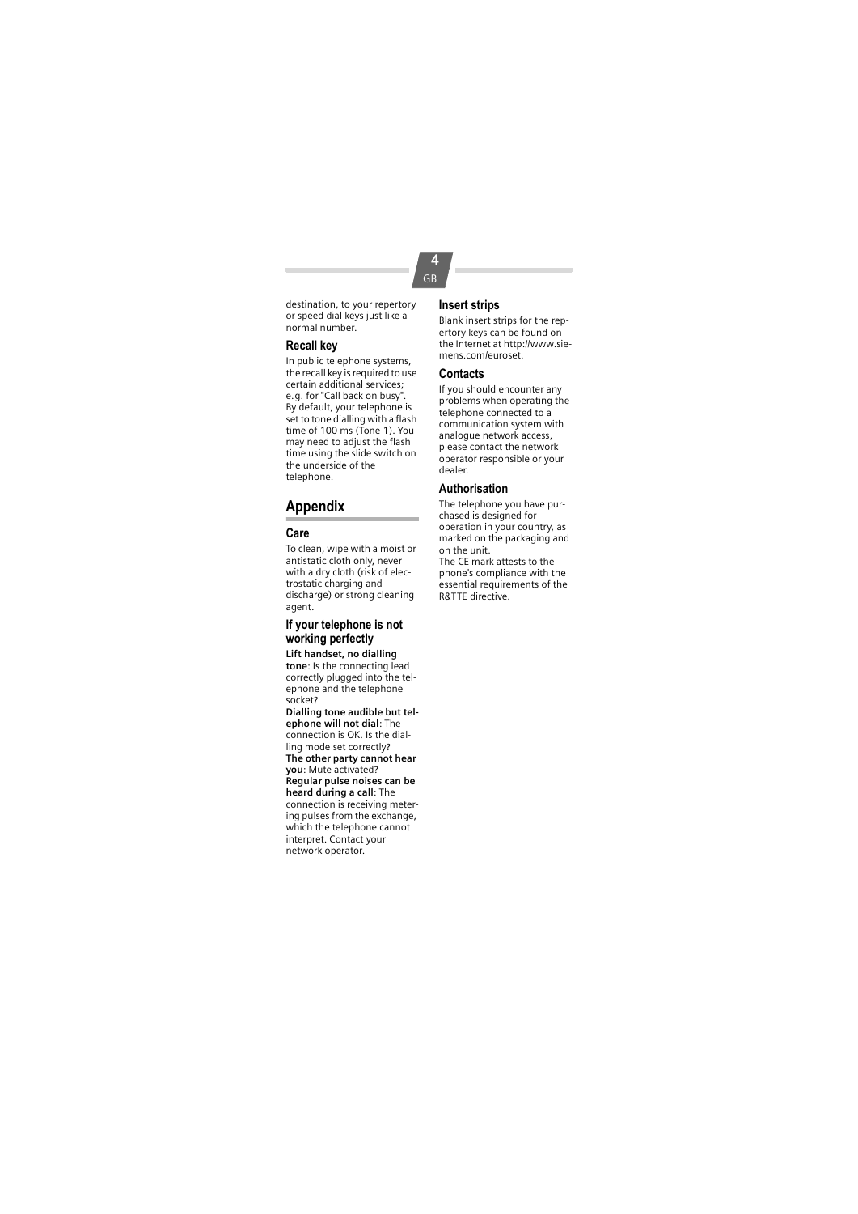destination, to your repertory or speed dial keys just like a normal number.

### Recall key

In public telephone systems, the recall key is required to use certain additional services; e.g. for "Call back on busy". By default, your telephone is set to tone dialling with a flash time of 100 ms (Tone 1). You may need to adjust the flash time using the slide switch on the underside of the telephone.

## Appendix

### Care

To clean, wipe with a moist or antistatic cloth only, never with a dry cloth (risk of electrostatic charging and discharge) or strong cleaning agent.

### If your telephone is not working perfectly

**Lift handset, no dialling tone**: Is the connecting lead correctly plugged into the telephone and the telephone socket?
**Dialling tone audible but telephone will not dial**: The connection is OK. Is the dialling mode set correctly?
**The other party cannot hear you**: Mute activated?
**Regular pulse noises can be heard during a call**: The connection is receiving metering pulses from the exchange, which the telephone cannot interpret. Contact your network operator.

### Insert strips

Blank insert strips for the repertory keys can be found on the Internet at http://www.siemens.com/euroset.

### Contacts

If you should encounter any problems when operating the telephone connected to a communication system with analogue network access, please contact the network operator responsible or your dealer.

### Authorisation

The telephone you have purchased is designed for operation in your country, as marked on the packaging and on the unit.
The CE mark attests to the phone's compliance with the essential requirements of the R&TTE directive.